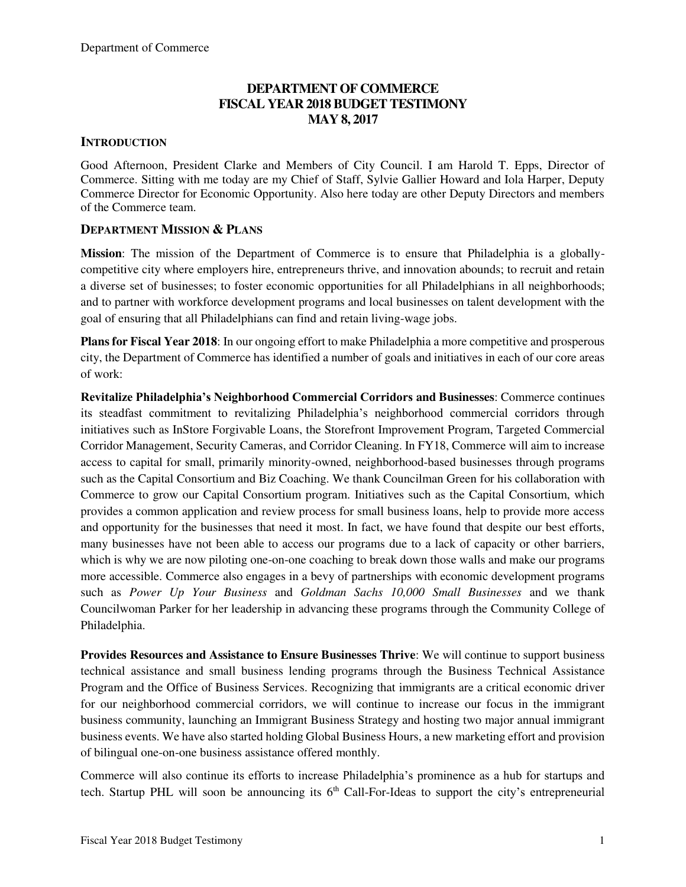# DEPARTMENT OF COMMERCE
# FISCAL YEAR 2018 BUDGET TESTIMONY
# MAY 8, 2017

## INTRODUCTION

Good Afternoon, President Clarke and Members of City Council. I am Harold T. Epps, Director of Commerce. Sitting with me today are my Chief of Staff, Sylvie Gallier Howard and Iola Harper, Deputy Commerce Director for Economic Opportunity. Also here today are other Deputy Directors and members of the Commerce team.

## DEPARTMENT MISSION & PLANS

**Mission**: The mission of the Department of Commerce is to ensure that Philadelphia is a globally-competitive city where employers hire, entrepreneurs thrive, and innovation abounds; to recruit and retain a diverse set of businesses; to foster economic opportunities for all Philadelphians in all neighborhoods; and to partner with workforce development programs and local businesses on talent development with the goal of ensuring that all Philadelphians can find and retain living-wage jobs.

**Plans for Fiscal Year 2018**: In our ongoing effort to make Philadelphia a more competitive and prosperous city, the Department of Commerce has identified a number of goals and initiatives in each of our core areas of work:

**Revitalize Philadelphia's Neighborhood Commercial Corridors and Businesses**: Commerce continues its steadfast commitment to revitalizing Philadelphia's neighborhood commercial corridors through initiatives such as InStore Forgivable Loans, the Storefront Improvement Program, Targeted Commercial Corridor Management, Security Cameras, and Corridor Cleaning. In FY18, Commerce will aim to increase access to capital for small, primarily minority-owned, neighborhood-based businesses through programs such as the Capital Consortium and Biz Coaching. We thank Councilman Green for his collaboration with Commerce to grow our Capital Consortium program. Initiatives such as the Capital Consortium, which provides a common application and review process for small business loans, help to provide more access and opportunity for the businesses that need it most. In fact, we have found that despite our best efforts, many businesses have not been able to access our programs due to a lack of capacity or other barriers, which is why we are now piloting one-on-one coaching to break down those walls and make our programs more accessible. Commerce also engages in a bevy of partnerships with economic development programs such as *Power Up Your Business* and *Goldman Sachs 10,000 Small Businesses* and we thank Councilwoman Parker for her leadership in advancing these programs through the Community College of Philadelphia.

**Provides Resources and Assistance to Ensure Businesses Thrive**: We will continue to support business technical assistance and small business lending programs through the Business Technical Assistance Program and the Office of Business Services. Recognizing that immigrants are a critical economic driver for our neighborhood commercial corridors, we will continue to increase our focus in the immigrant business community, launching an Immigrant Business Strategy and hosting two major annual immigrant business events. We have also started holding Global Business Hours, a new marketing effort and provision of bilingual one-on-one business assistance offered monthly.

Commerce will also continue its efforts to increase Philadelphia's prominence as a hub for startups and tech. Startup PHL will soon be announcing its 6th Call-For-Ideas to support the city's entrepreneurial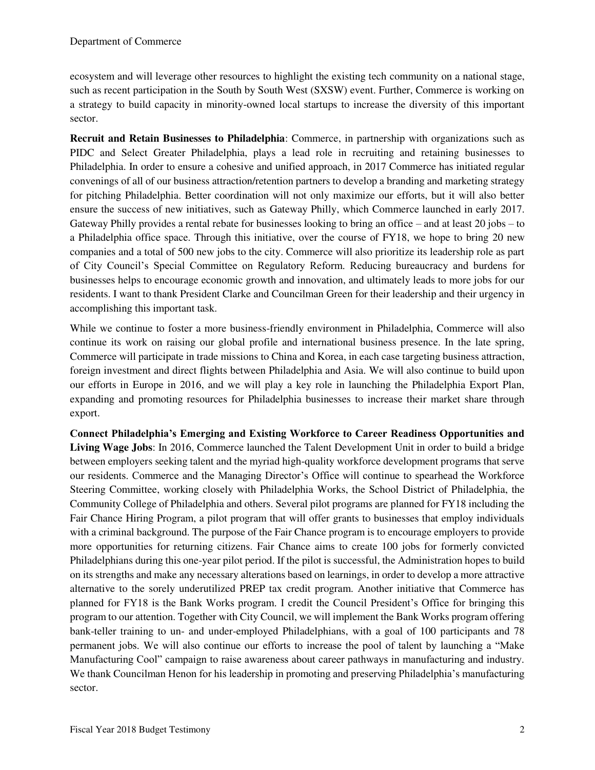ecosystem and will leverage other resources to highlight the existing tech community on a national stage, such as recent participation in the South by South West (SXSW) event. Further, Commerce is working on a strategy to build capacity in minority-owned local startups to increase the diversity of this important sector.

**Recruit and Retain Businesses to Philadelphia**: Commerce, in partnership with organizations such as PIDC and Select Greater Philadelphia, plays a lead role in recruiting and retaining businesses to Philadelphia. In order to ensure a cohesive and unified approach, in 2017 Commerce has initiated regular convenings of all of our business attraction/retention partners to develop a branding and marketing strategy for pitching Philadelphia. Better coordination will not only maximize our efforts, but it will also better ensure the success of new initiatives, such as Gateway Philly, which Commerce launched in early 2017. Gateway Philly provides a rental rebate for businesses looking to bring an office – and at least 20 jobs – to a Philadelphia office space. Through this initiative, over the course of FY18, we hope to bring 20 new companies and a total of 500 new jobs to the city. Commerce will also prioritize its leadership role as part of City Council's Special Committee on Regulatory Reform. Reducing bureaucracy and burdens for businesses helps to encourage economic growth and innovation, and ultimately leads to more jobs for our residents. I want to thank President Clarke and Councilman Green for their leadership and their urgency in accomplishing this important task.

While we continue to foster a more business-friendly environment in Philadelphia, Commerce will also continue its work on raising our global profile and international business presence. In the late spring, Commerce will participate in trade missions to China and Korea, in each case targeting business attraction, foreign investment and direct flights between Philadelphia and Asia. We will also continue to build upon our efforts in Europe in 2016, and we will play a key role in launching the Philadelphia Export Plan, expanding and promoting resources for Philadelphia businesses to increase their market share through export.

**Connect Philadelphia's Emerging and Existing Workforce to Career Readiness Opportunities and Living Wage Jobs**: In 2016, Commerce launched the Talent Development Unit in order to build a bridge between employers seeking talent and the myriad high-quality workforce development programs that serve our residents. Commerce and the Managing Director's Office will continue to spearhead the Workforce Steering Committee, working closely with Philadelphia Works, the School District of Philadelphia, the Community College of Philadelphia and others. Several pilot programs are planned for FY18 including the Fair Chance Hiring Program, a pilot program that will offer grants to businesses that employ individuals with a criminal background. The purpose of the Fair Chance program is to encourage employers to provide more opportunities for returning citizens. Fair Chance aims to create 100 jobs for formerly convicted Philadelphians during this one-year pilot period. If the pilot is successful, the Administration hopes to build on its strengths and make any necessary alterations based on learnings, in order to develop a more attractive alternative to the sorely underutilized PREP tax credit program. Another initiative that Commerce has planned for FY18 is the Bank Works program. I credit the Council President's Office for bringing this program to our attention. Together with City Council, we will implement the Bank Works program offering bank-teller training to un- and under-employed Philadelphians, with a goal of 100 participants and 78 permanent jobs. We will also continue our efforts to increase the pool of talent by launching a "Make Manufacturing Cool" campaign to raise awareness about career pathways in manufacturing and industry. We thank Councilman Henon for his leadership in promoting and preserving Philadelphia's manufacturing sector.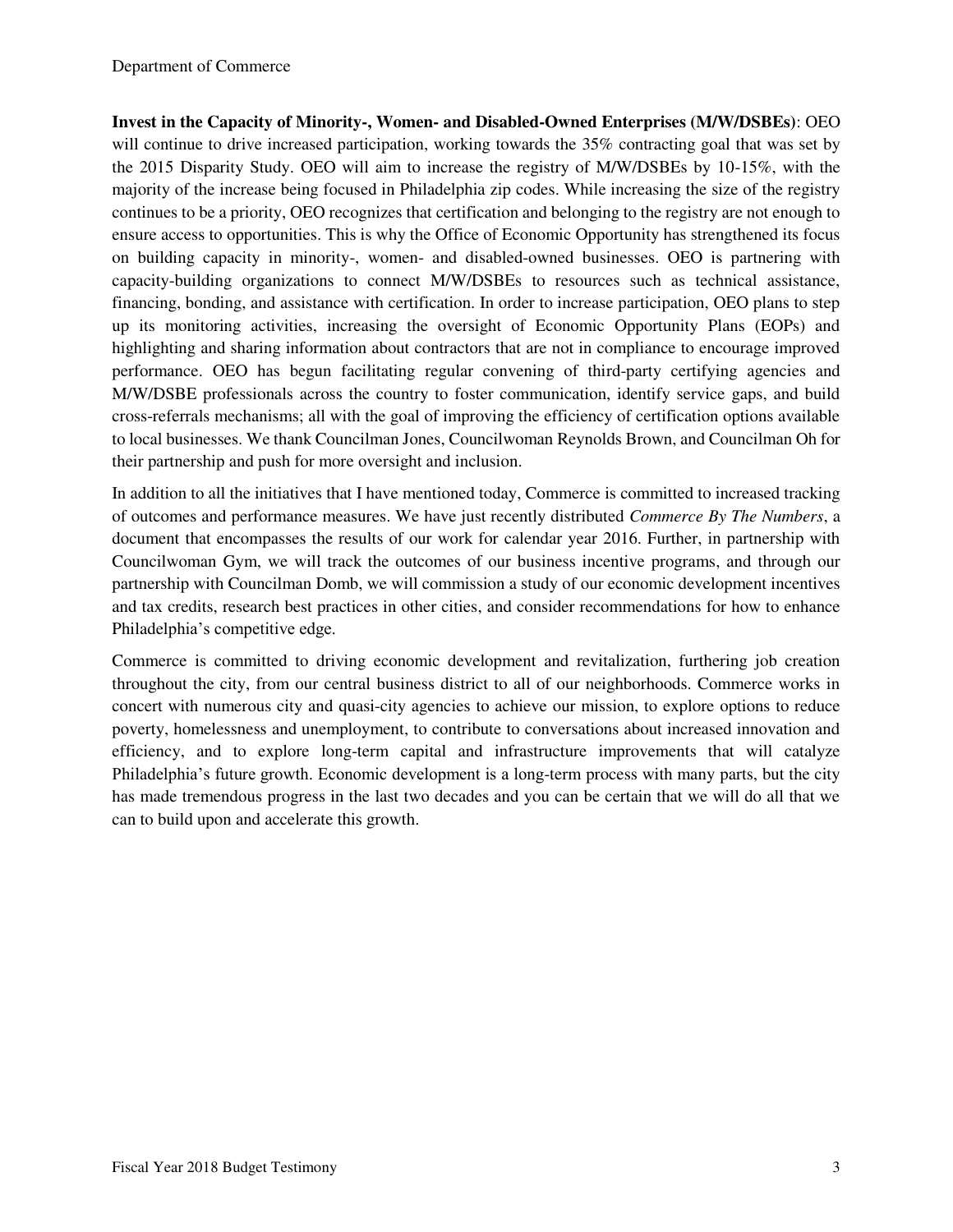**Invest in the Capacity of Minority-, Women- and Disabled-Owned Enterprises (M/W/DSBEs)**: OEO will continue to drive increased participation, working towards the 35% contracting goal that was set by the 2015 Disparity Study. OEO will aim to increase the registry of M/W/DSBEs by 10-15%, with the majority of the increase being focused in Philadelphia zip codes. While increasing the size of the registry continues to be a priority, OEO recognizes that certification and belonging to the registry are not enough to ensure access to opportunities. This is why the Office of Economic Opportunity has strengthened its focus on building capacity in minority-, women- and disabled-owned businesses. OEO is partnering with capacity-building organizations to connect M/W/DSBEs to resources such as technical assistance, financing, bonding, and assistance with certification. In order to increase participation, OEO plans to step up its monitoring activities, increasing the oversight of Economic Opportunity Plans (EOPs) and highlighting and sharing information about contractors that are not in compliance to encourage improved performance. OEO has begun facilitating regular convening of third-party certifying agencies and M/W/DSBE professionals across the country to foster communication, identify service gaps, and build cross-referrals mechanisms; all with the goal of improving the efficiency of certification options available to local businesses. We thank Councilman Jones, Councilwoman Reynolds Brown, and Councilman Oh for their partnership and push for more oversight and inclusion.

In addition to all the initiatives that I have mentioned today, Commerce is committed to increased tracking of outcomes and performance measures. We have just recently distributed *Commerce By The Numbers*, a document that encompasses the results of our work for calendar year 2016. Further, in partnership with Councilwoman Gym, we will track the outcomes of our business incentive programs, and through our partnership with Councilman Domb, we will commission a study of our economic development incentives and tax credits, research best practices in other cities, and consider recommendations for how to enhance Philadelphia's competitive edge.

Commerce is committed to driving economic development and revitalization, furthering job creation throughout the city, from our central business district to all of our neighborhoods. Commerce works in concert with numerous city and quasi-city agencies to achieve our mission, to explore options to reduce poverty, homelessness and unemployment, to contribute to conversations about increased innovation and efficiency, and to explore long-term capital and infrastructure improvements that will catalyze Philadelphia's future growth. Economic development is a long-term process with many parts, but the city has made tremendous progress in the last two decades and you can be certain that we will do all that we can to build upon and accelerate this growth.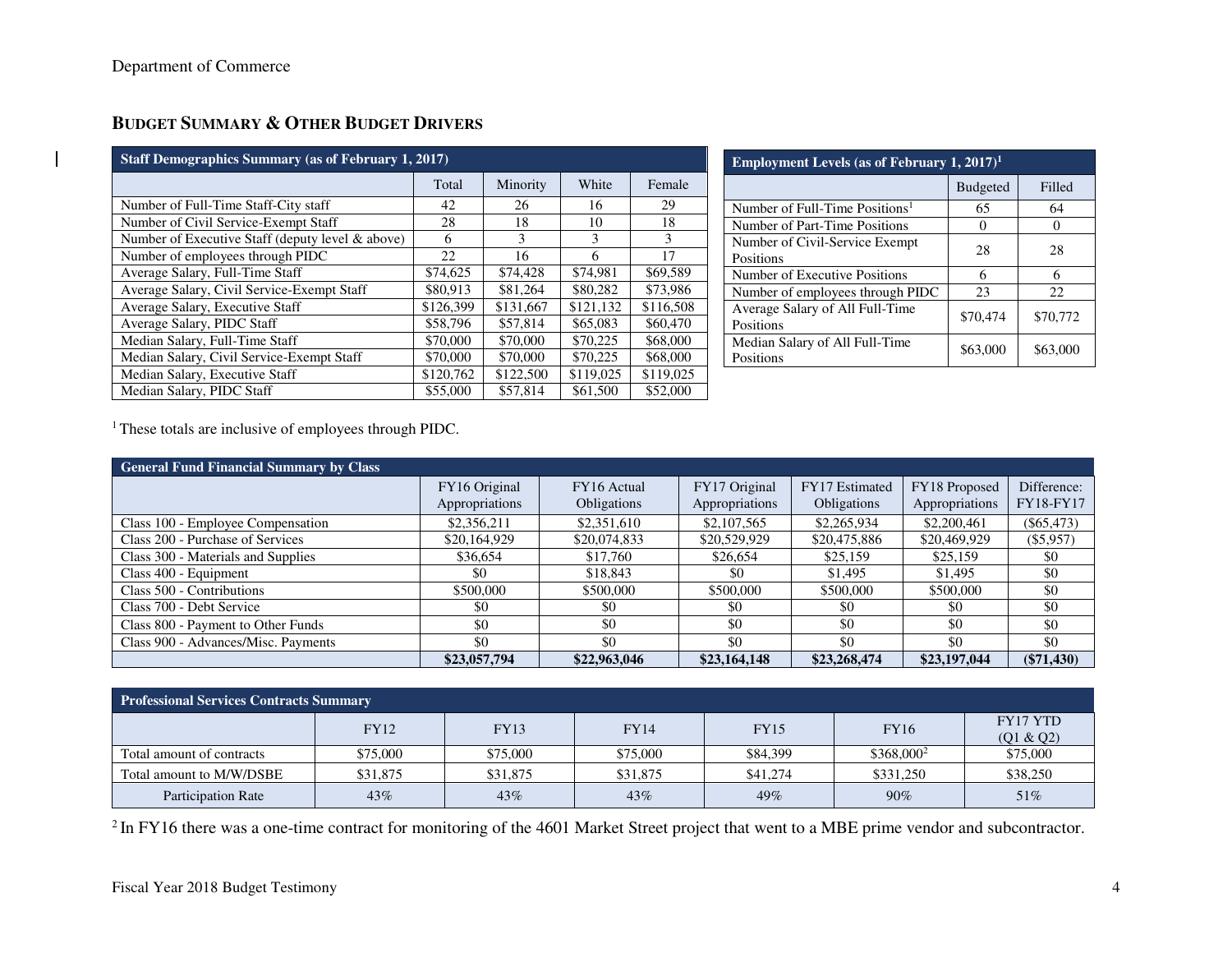## BUDGET SUMMARY & OTHER BUDGET DRIVERS

| Staff Demographics Summary (as of February 1, 2017) | | | | |
|---|---|---|---|---|
| | Total | Minority | White | Female |
| Number of Full-Time Staff-City staff | 42 | 26 | 16 | 29 |
| Number of Civil Service-Exempt Staff | 28 | 18 | 10 | 18 |
| Number of Executive Staff (deputy level & above) | 6 | 3 | 3 | 3 |
| Number of employees through PIDC | 22 | 16 | 6 | 17 |
| Average Salary, Full-Time Staff | $74,625 | $74,428 | $74,981 | $69,589 |
| Average Salary, Civil Service-Exempt Staff | $80,913 | $81,264 | $80,282 | $73,986 |
| Average Salary, Executive Staff | $126,399 | $131,667 | $121,132 | $116,508 |
| Average Salary, PIDC Staff | $58,796 | $57,814 | $65,083 | $60,470 |
| Median Salary, Full-Time Staff | $70,000 | $70,000 | $70,225 | $68,000 |
| Median Salary, Civil Service-Exempt Staff | $70,000 | $70,000 | $70,225 | $68,000 |
| Median Salary, Executive Staff | $120,762 | $122,500 | $119,025 | $119,025 |
| Median Salary, PIDC Staff | $55,000 | $57,814 | $61,500 | $52,000 |

| Employment Levels (as of February 1, 2017)[1] | | |
|---|---|---|
| | Budgeted | Filled |
| Number of Full-Time Positions[1] | 65 | 64 |
| Number of Part-Time Positions | 0 | 0 |
| Number of Civil-Service Exempt Positions | 28 | 28 |
| Number of Executive Positions | 6 | 6 |
| Number of employees through PIDC | 23 | 22 |
| Average Salary of All Full-Time Positions | $70,474 | $70,772 |
| Median Salary of All Full-Time Positions | $63,000 | $63,000 |

[1] These totals are inclusive of employees through PIDC.

| General Fund Financial Summary by Class | | | | | | |
|---|---|---|---|---|---|---|
| | FY16 Original Appropriations | FY16 Actual Obligations | FY17 Original Appropriations | FY17 Estimated Obligations | FY18 Proposed Appropriations | Difference: FY18-FY17 |
| Class 100 - Employee Compensation | $2,356,211 | $2,351,610 | $2,107,565 | $2,265,934 | $2,200,461 | ($65,473) |
| Class 200 - Purchase of Services | $20,164,929 | $20,074,833 | $20,529,929 | $20,475,886 | $20,469,929 | ($5,957) |
| Class 300 - Materials and Supplies | $36,654 | $17,760 | $26,654 | $25,159 | $25,159 | $0 |
| Class 400 - Equipment | $0 | $18,843 | $0 | $1,495 | $1,495 | $0 |
| Class 500 - Contributions | $500,000 | $500,000 | $500,000 | $500,000 | $500,000 | $0 |
| Class 700 - Debt Service | $0 | $0 | $0 | $0 | $0 | $0 |
| Class 800 - Payment to Other Funds | $0 | $0 | $0 | $0 | $0 | $0 |
| Class 900 - Advances/Misc. Payments | $0 | $0 | $0 | $0 | $0 | $0 |
| | **$23,057,794** | **$22,963,046** | **$23,164,148** | **$23,268,474** | **$23,197,044** | **($71,430)** |

| Professional Services Contracts Summary | | | | | | |
|---|---|---|---|---|---|---|
| | FY12 | FY13 | FY14 | FY15 | FY16 | FY17 YTD (Q1 & Q2) |
| Total amount of contracts | $75,000 | $75,000 | $75,000 | $84,399 | $368,000[2] | $75,000 |
| Total amount to M/W/DSBE | $31,875 | $31,875 | $31,875 | $41,274 | $331,250 | $38,250 |
| Participation Rate | 43% | 43% | 43% | 49% | 90% | 51% |

[2] In FY16 there was a one-time contract for monitoring of the 4601 Market Street project that went to a MBE prime vendor and subcontractor.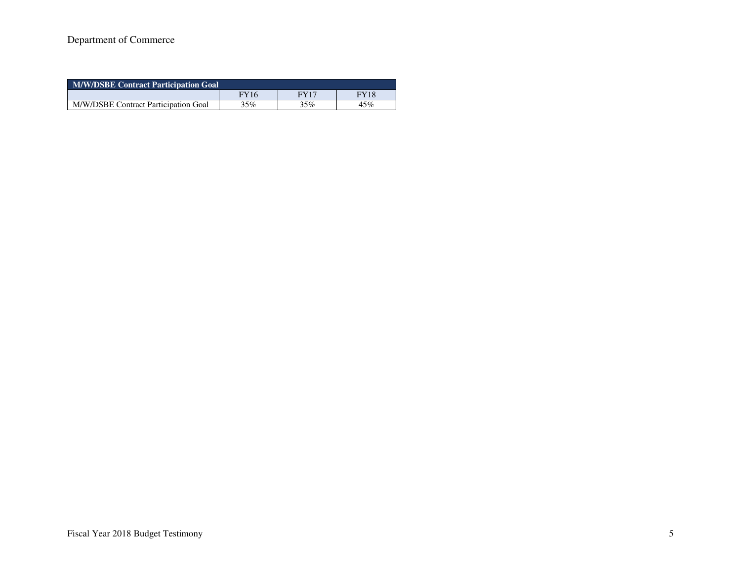| M/W/DSBE Contract Participation Goal | | | |
|---|---|---|---|
| | FY16 | FY17 | FY18 |
| M/W/DSBE Contract Participation Goal | 35% | 35% | 45% |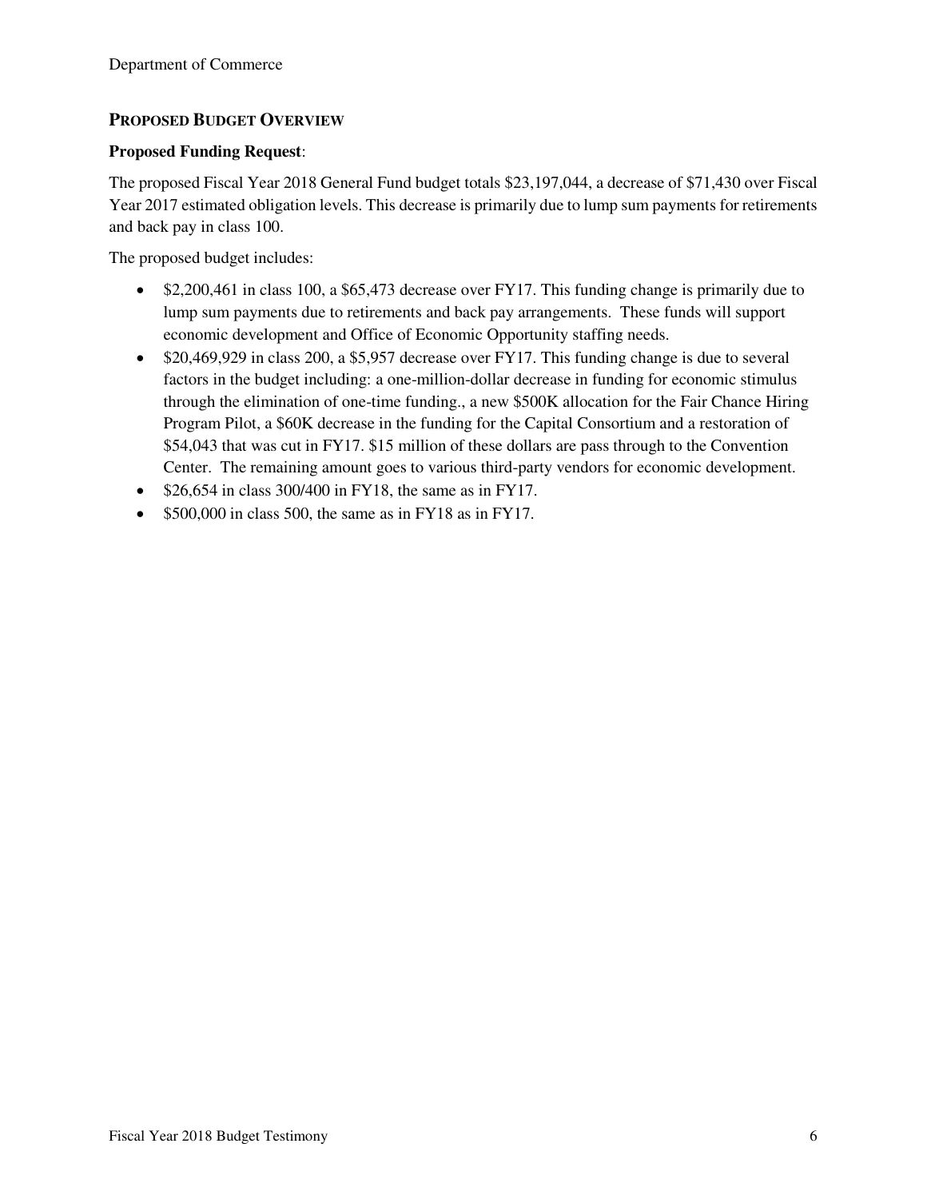## Proposed Budget Overview

**Proposed Funding Request**:

The proposed Fiscal Year 2018 General Fund budget totals $23,197,044, a decrease of $71,430 over Fiscal Year 2017 estimated obligation levels. This decrease is primarily due to lump sum payments for retirements and back pay in class 100.

The proposed budget includes:

- $2,200,461 in class 100, a $65,473 decrease over FY17. This funding change is primarily due to lump sum payments due to retirements and back pay arrangements. These funds will support economic development and Office of Economic Opportunity staffing needs.
- $20,469,929 in class 200, a $5,957 decrease over FY17. This funding change is due to several factors in the budget including: a one-million-dollar decrease in funding for economic stimulus through the elimination of one-time funding., a new $500K allocation for the Fair Chance Hiring Program Pilot, a $60K decrease in the funding for the Capital Consortium and a restoration of $54,043 that was cut in FY17. $15 million of these dollars are pass through to the Convention Center. The remaining amount goes to various third-party vendors for economic development.
- $26,654 in class 300/400 in FY18, the same as in FY17.
- $500,000 in class 500, the same as in FY18 as in FY17.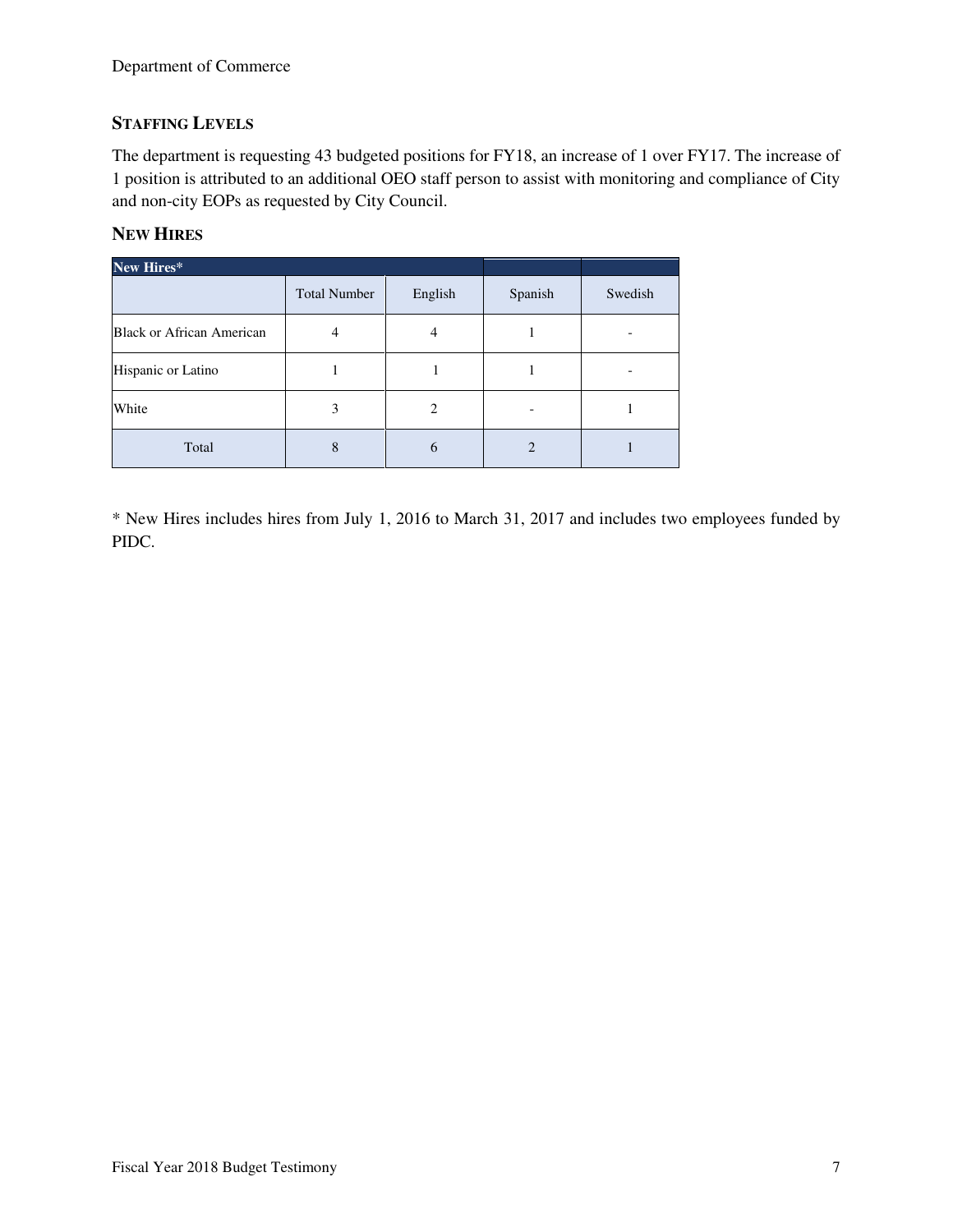## Staffing Levels

The department is requesting 43 budgeted positions for FY18, an increase of 1 over FY17. The increase of 1 position is attributed to an additional OEO staff person to assist with monitoring and compliance of City and non-city EOPs as requested by City Council.

## New Hires

| New Hires* | | | | |
|---|---|---|---|---|
| | Total Number | English | Spanish | Swedish |
| Black or African American | 4 | 4 | 1 | - |
| Hispanic or Latino | 1 | 1 | 1 | - |
| White | 3 | 2 | - | 1 |
| Total | 8 | 6 | 2 | 1 |

* New Hires includes hires from July 1, 2016 to March 31, 2017 and includes two employees funded by PIDC.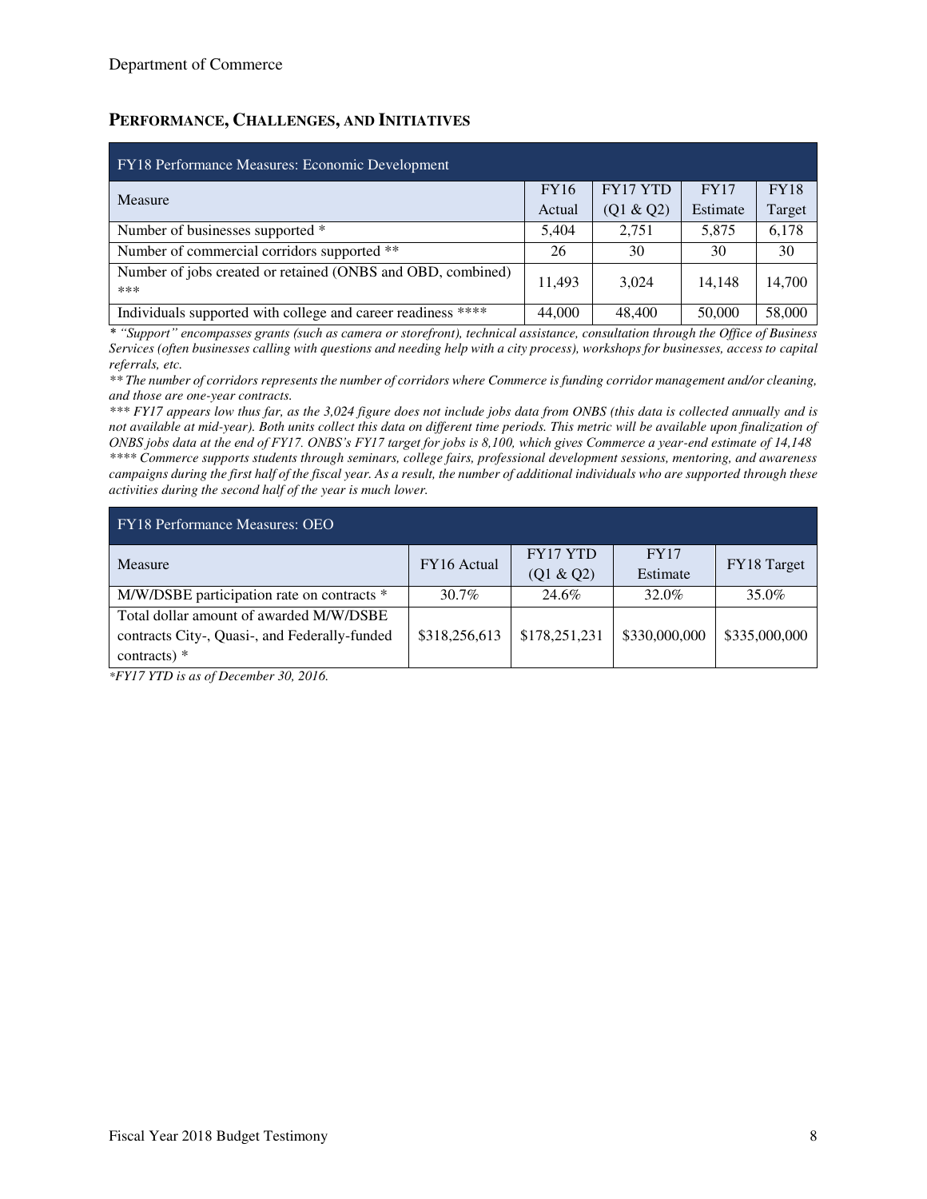## Performance, Challenges, and Initiatives

| FY18 Performance Measures: Economic Development | | | | |
|---|---|---|---|---|
| Measure | FY16 Actual | FY17 YTD (Q1 & Q2) | FY17 Estimate | FY18 Target |
| Number of businesses supported * | 5,404 | 2,751 | 5,875 | 6,178 |
| Number of commercial corridors supported ** | 26 | 30 | 30 | 30 |
| Number of jobs created or retained (ONBS and OBD, combined) *** | 11,493 | 3,024 | 14,148 | 14,700 |
| Individuals supported with college and career readiness **** | 44,000 | 48,400 | 50,000 | 58,000 |

*\* "Support" encompasses grants (such as camera or storefront), technical assistance, consultation through the Office of Business Services (often businesses calling with questions and needing help with a city process), workshops for businesses, access to capital referrals, etc.*

*\*\* The number of corridors represents the number of corridors where Commerce is funding corridor management and/or cleaning, and those are one-year contracts.*

*\*\*\* FY17 appears low thus far, as the 3,024 figure does not include jobs data from ONBS (this data is collected annually and is not available at mid-year). Both units collect this data on different time periods. This metric will be available upon finalization of ONBS jobs data at the end of FY17. ONBS's FY17 target for jobs is 8,100, which gives Commerce a year-end estimate of 14,148*

*\*\*\*\* Commerce supports students through seminars, college fairs, professional development sessions, mentoring, and awareness campaigns during the first half of the fiscal year. As a result, the number of additional individuals who are supported through these activities during the second half of the year is much lower.*

| FY18 Performance Measures: OEO | | | | |
|---|---|---|---|---|
| Measure | FY16 Actual | FY17 YTD (Q1 & Q2) | FY17 Estimate | FY18 Target |
| M/W/DSBE participation rate on contracts * | 30.7% | 24.6% | 32.0% | 35.0% |
| Total dollar amount of awarded M/W/DSBE contracts City-, Quasi-, and Federally-funded contracts) * | $318,256,613 | $178,251,231 | $330,000,000 | $335,000,000 |

*\*FY17 YTD is as of December 30, 2016.*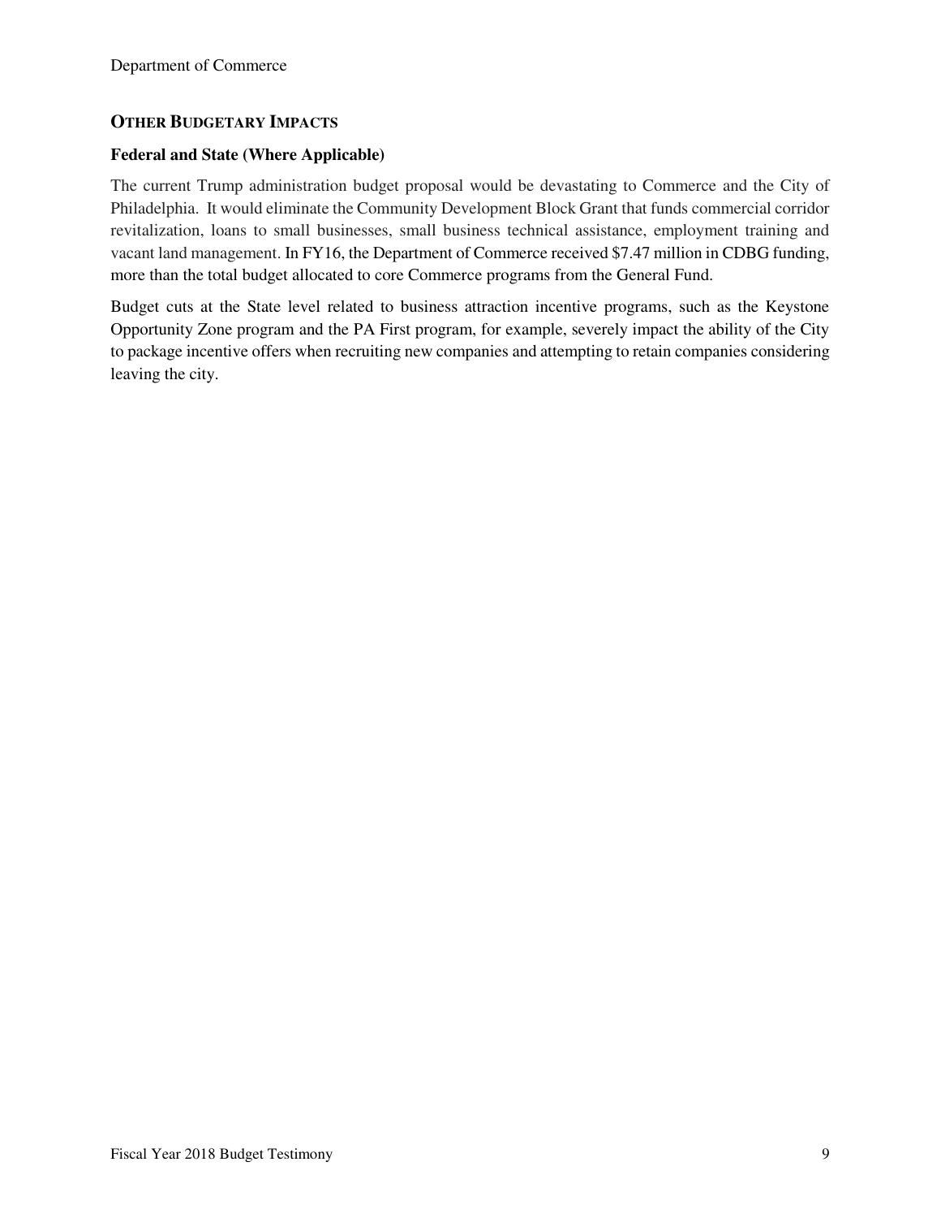## Other Budgetary Impacts

### Federal and State (Where Applicable)

The current Trump administration budget proposal would be devastating to Commerce and the City of Philadelphia. It would eliminate the Community Development Block Grant that funds commercial corridor revitalization, loans to small businesses, small business technical assistance, employment training and vacant land management. In FY16, the Department of Commerce received $7.47 million in CDBG funding, more than the total budget allocated to core Commerce programs from the General Fund.

Budget cuts at the State level related to business attraction incentive programs, such as the Keystone Opportunity Zone program and the PA First program, for example, severely impact the ability of the City to package incentive offers when recruiting new companies and attempting to retain companies considering leaving the city.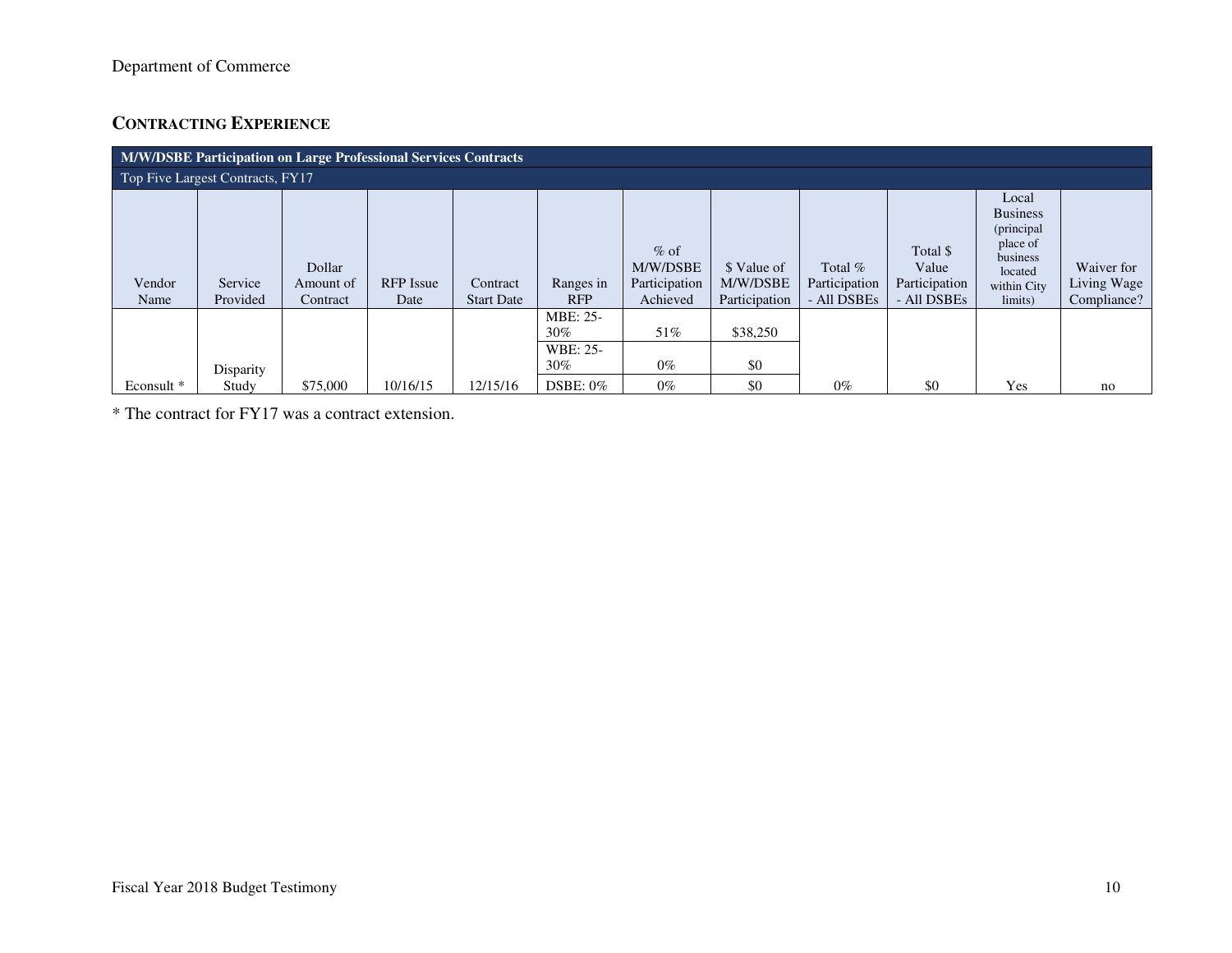Department of Commerce

## CONTRACTING EXPERIENCE

| M/W/DSBE Participation on Large Professional Services Contracts | | | | | | | | | | | |
|---|---|---|---|---|---|---|---|---|---|---|---|
| Top Five Largest Contracts, FY17 | | | | | | | | | | | |
| Vendor Name | Service Provided | Dollar Amount of Contract | RFP Issue Date | Contract Start Date | Ranges in RFP | % of M/W/DSBE Participation Achieved | $ Value of M/W/DSBE Participation | Total % Participation - All DSBEs | Total $ Value Participation - All DSBEs | Local Business (principal place of business located within City limits) | Waiver for Living Wage Compliance? |
| Econsult * | Disparity Study | $75,000 | 10/16/15 | 12/15/16 | MBE: 25-30% | 51% | $38,250 | 0% | $0 | Yes | no |
| | | | | | WBE: 25-30% | 0% | $0 | | | | |
| | | | | | DSBE: 0% | 0% | $0 | | | | |

* The contract for FY17 was a contract extension.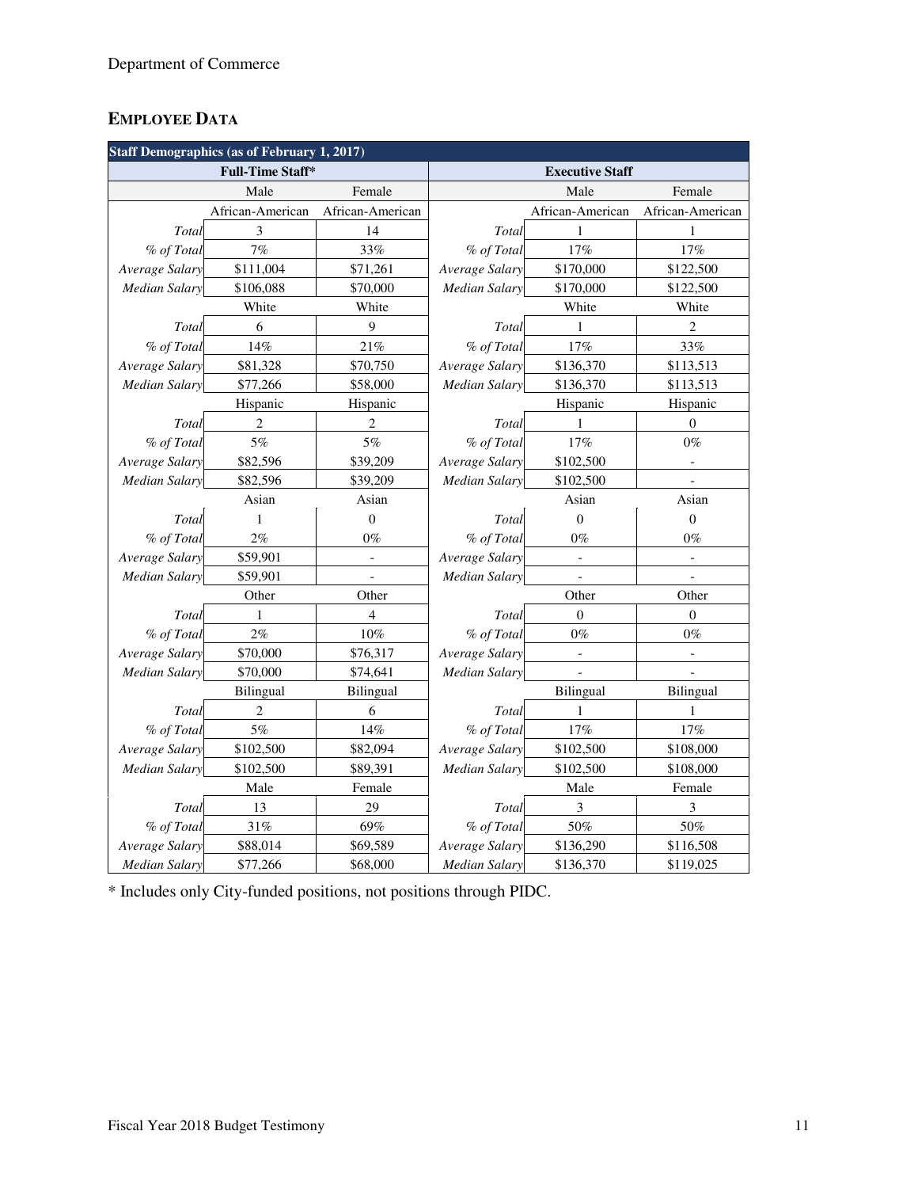## EMPLOYEE DATA

| Staff Demographics (as of February 1, 2017) | | | | | |
|---|---|---|---|---|---|
| **Full-Time Staff*** | | | **Executive Staff** | | |
| | Male | Female | | Male | Female |
| | African-American | African-American | | African-American | African-American |
| *Total* | 3 | 14 | *Total* | 1 | 1 |
| *% of Total* | 7% | 33% | *% of Total* | 17% | 17% |
| *Average Salary* | $111,004 | $71,261 | *Average Salary* | $170,000 | $122,500 |
| *Median Salary* | $106,088 | $70,000 | *Median Salary* | $170,000 | $122,500 |
| | White | White | | White | White |
| *Total* | 6 | 9 | *Total* | 1 | 2 |
| *% of Total* | 14% | 21% | *% of Total* | 17% | 33% |
| *Average Salary* | $81,328 | $70,750 | *Average Salary* | $136,370 | $113,513 |
| *Median Salary* | $77,266 | $58,000 | *Median Salary* | $136,370 | $113,513 |
| | Hispanic | Hispanic | | Hispanic | Hispanic |
| *Total* | 2 | 2 | *Total* | 1 | 0 |
| *% of Total* | 5% | 5% | *% of Total* | 17% | 0% |
| *Average Salary* | $82,596 | $39,209 | *Average Salary* | $102,500 | - |
| *Median Salary* | $82,596 | $39,209 | *Median Salary* | $102,500 | - |
| | Asian | Asian | | Asian | Asian |
| *Total* | 1 | 0 | *Total* | 0 | 0 |
| *% of Total* | 2% | 0% | *% of Total* | 0% | 0% |
| *Average Salary* | $59,901 | - | *Average Salary* | - | - |
| *Median Salary* | $59,901 | - | *Median Salary* | - | - |
| | Other | Other | | Other | Other |
| *Total* | 1 | 4 | *Total* | 0 | 0 |
| *% of Total* | 2% | 10% | *% of Total* | 0% | 0% |
| *Average Salary* | $70,000 | $76,317 | *Average Salary* | - | - |
| *Median Salary* | $70,000 | $74,641 | *Median Salary* | - | - |
| | Bilingual | Bilingual | | Bilingual | Bilingual |
| *Total* | 2 | 6 | *Total* | 1 | 1 |
| *% of Total* | 5% | 14% | *% of Total* | 17% | 17% |
| *Average Salary* | $102,500 | $82,094 | *Average Salary* | $102,500 | $108,000 |
| *Median Salary* | $102,500 | $89,391 | *Median Salary* | $102,500 | $108,000 |
| | Male | Female | | Male | Female |
| *Total* | 13 | 29 | *Total* | 3 | 3 |
| *% of Total* | 31% | 69% | *% of Total* | 50% | 50% |
| *Average Salary* | $88,014 | $69,589 | *Average Salary* | $136,290 | $116,508 |
| *Median Salary* | $77,266 | $68,000 | *Median Salary* | $136,370 | $119,025 |

* Includes only City-funded positions, not positions through PIDC.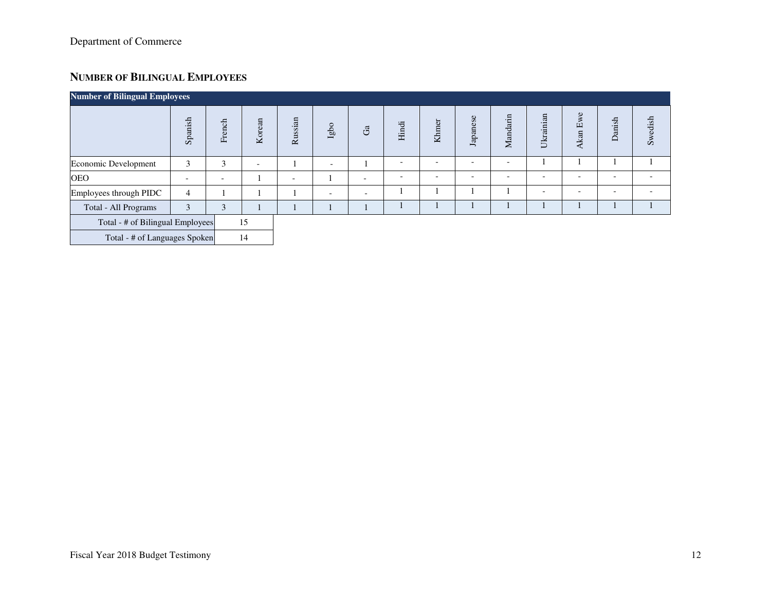Department of Commerce

## NUMBER OF BILINGUAL EMPLOYEES

| Number of Bilingual Employees | Spanish | French | Korean | Russian | Igbo | Ga | Hindi | Khmer | Japanese | Mandarin | Ukrainian | Akan Ewe | Danish | Swedish |
|---|---|---|---|---|---|---|---|---|---|---|---|---|---|---|
| Economic Development | 3 | 3 | - | 1 | - | 1 | - | - | - | - | 1 | 1 | 1 | 1 |
| OEO | - | - | 1 | - | 1 | - | - | - | - | - | - | - | - | - |
| Employees through PIDC | 4 | 1 | 1 | 1 | - | - | 1 | 1 | 1 | 1 | - | - | - | - |
| Total - All Programs | 3 | 3 | 1 | 1 | 1 | 1 | 1 | 1 | 1 | 1 | 1 | 1 | 1 | 1 |

| | |
|---|---|
| Total - # of Bilingual Employees | 15 |
| Total - # of Languages Spoken | 14 |

Fiscal Year 2018 Budget Testimony